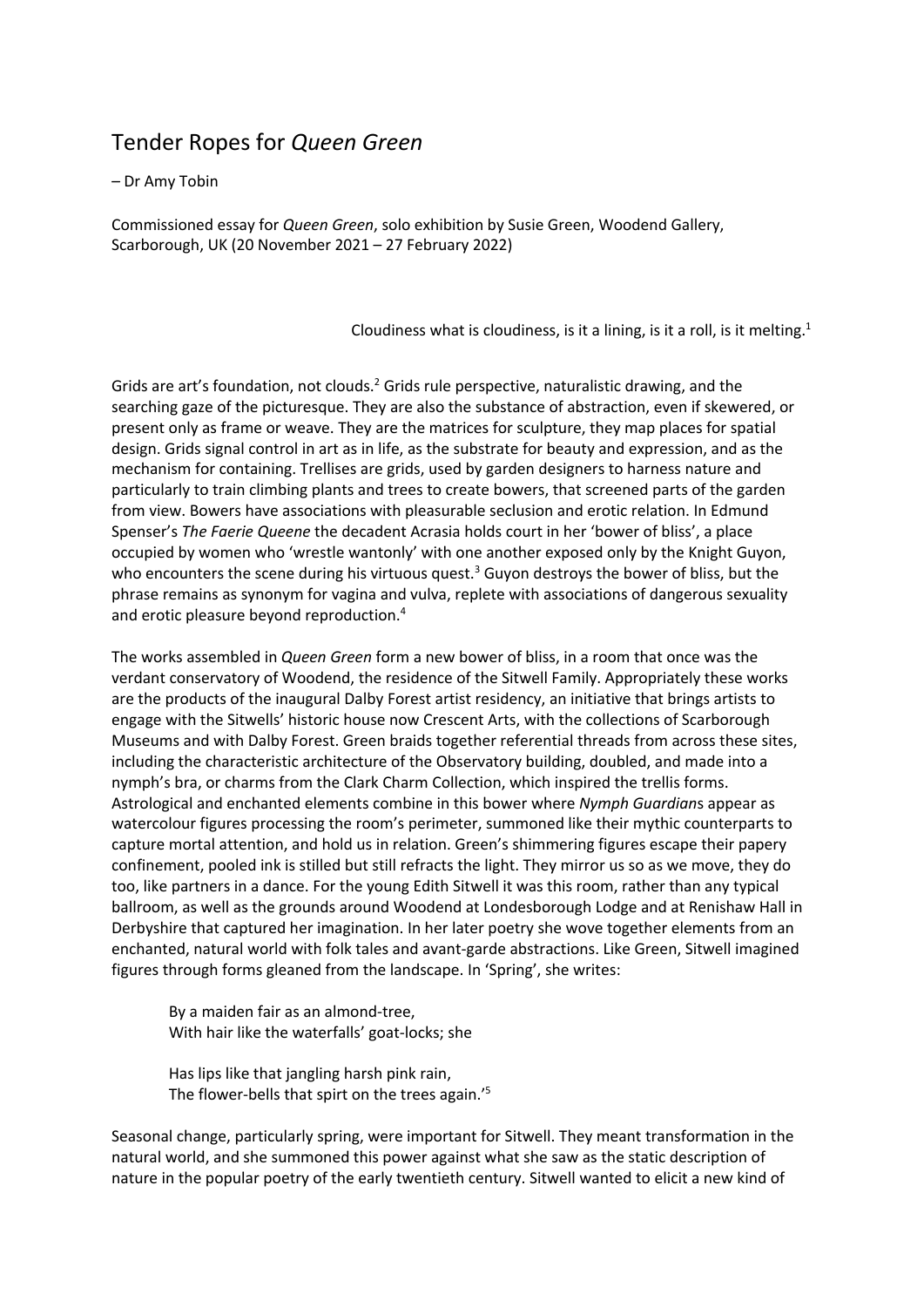# Tender Ropes for *Queen Green*

– Dr Amy Tobin

Commissioned essay for *Queen Green*, solo exhibition by Susie Green, Woodend Gallery, Scarborough, UK (20 November 2021 – 27 February 2022)

> Cloudiness what is cloudiness, is it a lining, is it a roll, is it melting.[1]

Grids are art's foundation, not clouds.[2] Grids rule perspective, naturalistic drawing, and the searching gaze of the picturesque. They are also the substance of abstraction, even if skewered, or present only as frame or weave. They are the matrices for sculpture, they map places for spatial design. Grids signal control in art as in life, as the substrate for beauty and expression, and as the mechanism for containing. Trellises are grids, used by garden designers to harness nature and particularly to train climbing plants and trees to create bowers, that screened parts of the garden from view. Bowers have associations with pleasurable seclusion and erotic relation. In Edmund Spenser's *The Faerie Queene* the decadent Acrasia holds court in her 'bower of bliss', a place occupied by women who 'wrestle wantonly' with one another exposed only by the Knight Guyon, who encounters the scene during his virtuous quest.[3] Guyon destroys the bower of bliss, but the phrase remains as synonym for vagina and vulva, replete with associations of dangerous sexuality and erotic pleasure beyond reproduction.[4]

The works assembled in *Queen Green* form a new bower of bliss, in a room that once was the verdant conservatory of Woodend, the residence of the Sitwell Family. Appropriately these works are the products of the inaugural Dalby Forest artist residency, an initiative that brings artists to engage with the Sitwells' historic house now Crescent Arts, with the collections of Scarborough Museums and with Dalby Forest. Green braids together referential threads from across these sites, including the characteristic architecture of the Observatory building, doubled, and made into a nymph's bra, or charms from the Clark Charm Collection, which inspired the trellis forms. Astrological and enchanted elements combine in this bower where *Nymph Guardian*s appear as watercolour figures processing the room's perimeter, summoned like their mythic counterparts to capture mortal attention, and hold us in relation. Green's shimmering figures escape their papery confinement, pooled ink is stilled but still refracts the light. They mirror us so as we move, they do too, like partners in a dance. For the young Edith Sitwell it was this room, rather than any typical ballroom, as well as the grounds around Woodend at Londesborough Lodge and at Renishaw Hall in Derbyshire that captured her imagination. In her later poetry she wove together elements from an enchanted, natural world with folk tales and avant-garde abstractions. Like Green, Sitwell imagined figures through forms gleaned from the landscape. In 'Spring', she writes:

> By a maiden fair as an almond-tree,
> With hair like the waterfalls' goat-locks; she
>
> Has lips like that jangling harsh pink rain,
> The flower-bells that spirt on the trees again.'[5]

Seasonal change, particularly spring, were important for Sitwell. They meant transformation in the natural world, and she summoned this power against what she saw as the static description of nature in the popular poetry of the early twentieth century. Sitwell wanted to elicit a new kind of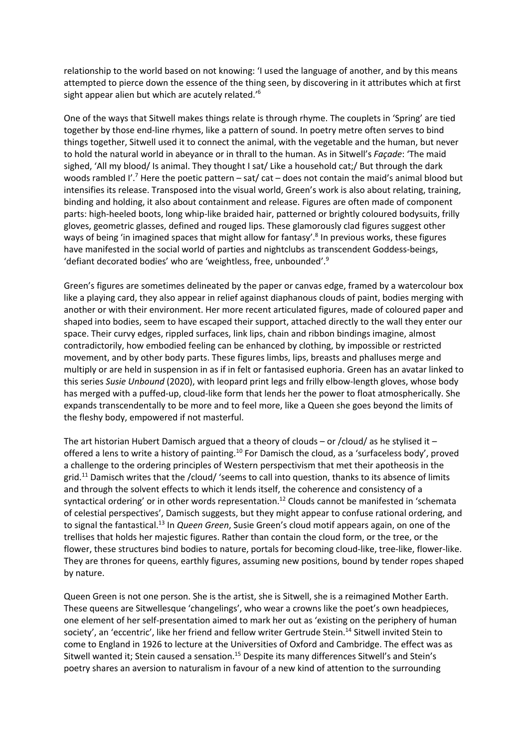relationship to the world based on not knowing: 'I used the language of another, and by this means attempted to pierce down the essence of the thing seen, by discovering in it attributes which at first sight appear alien but which are acutely related.'[6]

One of the ways that Sitwell makes things relate is through rhyme. The couplets in 'Spring' are tied together by those end-line rhymes, like a pattern of sound. In poetry metre often serves to bind things together, Sitwell used it to connect the animal, with the vegetable and the human, but never to hold the natural world in abeyance or in thrall to the human. As in Sitwell's *Façade*: 'The maid sighed, 'All my blood/ Is animal. They thought I sat/ Like a household cat;/ But through the dark woods rambled I'.[7] Here the poetic pattern – sat/ cat – does not contain the maid's animal blood but intensifies its release. Transposed into the visual world, Green's work is also about relating, training, binding and holding, it also about containment and release. Figures are often made of component parts: high-heeled boots, long whip-like braided hair, patterned or brightly coloured bodysuits, frilly gloves, geometric glasses, defined and rouged lips. These glamorously clad figures suggest other ways of being 'in imagined spaces that might allow for fantasy'.[8] In previous works, these figures have manifested in the social world of parties and nightclubs as transcendent Goddess-beings, 'defiant decorated bodies' who are 'weightless, free, unbounded'.[9]

Green's figures are sometimes delineated by the paper or canvas edge, framed by a watercolour box like a playing card, they also appear in relief against diaphanous clouds of paint, bodies merging with another or with their environment. Her more recent articulated figures, made of coloured paper and shaped into bodies, seem to have escaped their support, attached directly to the wall they enter our space. Their curvy edges, rippled surfaces, link lips, chain and ribbon bindings imagine, almost contradictorily, how embodied feeling can be enhanced by clothing, by impossible or restricted movement, and by other body parts. These figures limbs, lips, breasts and phalluses merge and multiply or are held in suspension in as if in felt or fantasised euphoria. Green has an avatar linked to this series *Susie Unbound* (2020), with leopard print legs and frilly elbow-length gloves, whose body has merged with a puffed-up, cloud-like form that lends her the power to float atmospherically. She expands transcendentally to be more and to feel more, like a Queen she goes beyond the limits of the fleshy body, empowered if not masterful.

The art historian Hubert Damisch argued that a theory of clouds – or /cloud/ as he stylised it – offered a lens to write a history of painting.[10] For Damisch the cloud, as a 'surfaceless body', proved a challenge to the ordering principles of Western perspectivism that met their apotheosis in the grid.[11] Damisch writes that the /cloud/ 'seems to call into question, thanks to its absence of limits and through the solvent effects to which it lends itself, the coherence and consistency of a syntactical ordering' or in other words representation.[12] Clouds cannot be manifested in 'schemata of celestial perspectives', Damisch suggests, but they might appear to confuse rational ordering, and to signal the fantastical.[13] In *Queen Green*, Susie Green's cloud motif appears again, on one of the trellises that holds her majestic figures. Rather than contain the cloud form, or the tree, or the flower, these structures bind bodies to nature, portals for becoming cloud-like, tree-like, flower-like. They are thrones for queens, earthly figures, assuming new positions, bound by tender ropes shaped by nature.

Queen Green is not one person. She is the artist, she is Sitwell, she is a reimagined Mother Earth. These queens are Sitwellesque 'changelings', who wear a crowns like the poet's own headpieces, one element of her self-presentation aimed to mark her out as 'existing on the periphery of human society', an 'eccentric', like her friend and fellow writer Gertrude Stein.[14] Sitwell invited Stein to come to England in 1926 to lecture at the Universities of Oxford and Cambridge. The effect was as Sitwell wanted it; Stein caused a sensation.[15] Despite its many differences Sitwell's and Stein's poetry shares an aversion to naturalism in favour of a new kind of attention to the surrounding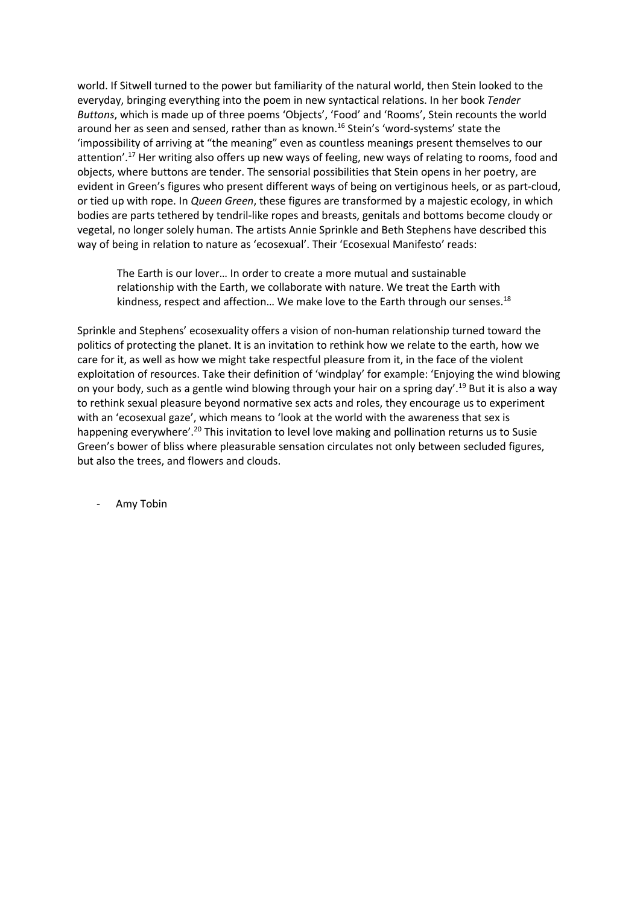world. If Sitwell turned to the power but familiarity of the natural world, then Stein looked to the everyday, bringing everything into the poem in new syntactical relations. In her book *Tender Buttons*, which is made up of three poems 'Objects', 'Food' and 'Rooms', Stein recounts the world around her as seen and sensed, rather than as known.[16] Stein's 'word-systems' state the 'impossibility of arriving at "the meaning" even as countless meanings present themselves to our attention'.[17] Her writing also offers up new ways of feeling, new ways of relating to rooms, food and objects, where buttons are tender. The sensorial possibilities that Stein opens in her poetry, are evident in Green's figures who present different ways of being on vertiginous heels, or as part-cloud, or tied up with rope. In *Queen Green*, these figures are transformed by a majestic ecology, in which bodies are parts tethered by tendril-like ropes and breasts, genitals and bottoms become cloudy or vegetal, no longer solely human. The artists Annie Sprinkle and Beth Stephens have described this way of being in relation to nature as 'ecosexual'. Their 'Ecosexual Manifesto' reads:

> The Earth is our lover… In order to create a more mutual and sustainable relationship with the Earth, we collaborate with nature. We treat the Earth with kindness, respect and affection… We make love to the Earth through our senses.[18]

Sprinkle and Stephens' ecosexuality offers a vision of non-human relationship turned toward the politics of protecting the planet. It is an invitation to rethink how we relate to the earth, how we care for it, as well as how we might take respectful pleasure from it, in the face of the violent exploitation of resources. Take their definition of 'windplay' for example: 'Enjoying the wind blowing on your body, such as a gentle wind blowing through your hair on a spring day'.[19] But it is also a way to rethink sexual pleasure beyond normative sex acts and roles, they encourage us to experiment with an 'ecosexual gaze', which means to 'look at the world with the awareness that sex is happening everywhere'.[20] This invitation to level love making and pollination returns us to Susie Green's bower of bliss where pleasurable sensation circulates not only between secluded figures, but also the trees, and flowers and clouds.

- Amy Tobin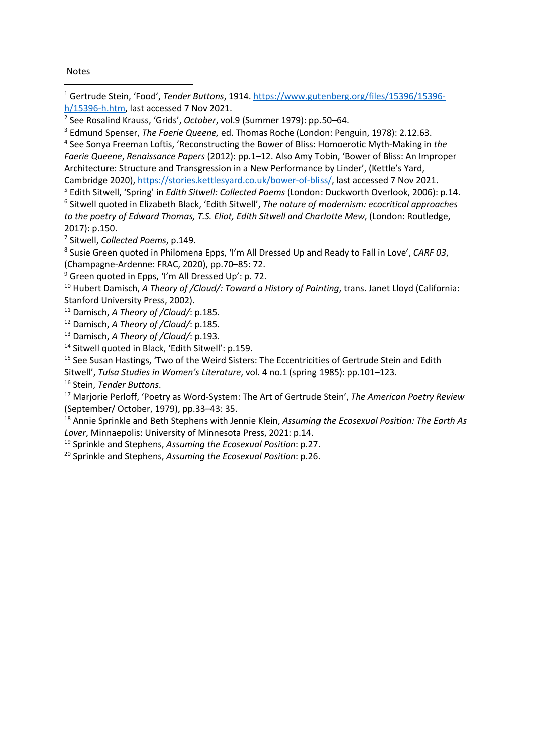Notes

[1] Gertrude Stein, 'Food', *Tender Buttons*, 1914. https://www.gutenberg.org/files/15396/15396-h/15396-h.htm, last accessed 7 Nov 2021.

[2] See Rosalind Krauss, 'Grids', *October*, vol.9 (Summer 1979): pp.50–64.

[3] Edmund Spenser, *The Faerie Queene,* ed. Thomas Roche (London: Penguin, 1978): 2.12.63.

[4] See Sonya Freeman Loftis, 'Reconstructing the Bower of Bliss: Homoerotic Myth-Making in *the Faerie Queene*, *Renaissance Papers* (2012): pp.1–12. Also Amy Tobin, 'Bower of Bliss: An Improper Architecture: Structure and Transgression in a New Performance by Linder', (Kettle's Yard, Cambridge 2020), https://stories.kettlesyard.co.uk/bower-of-bliss/, last accessed 7 Nov 2021.

[5] Edith Sitwell, 'Spring' in *Edith Sitwell: Collected Poems* (London: Duckworth Overlook, 2006): p.14.

[6] Sitwell quoted in Elizabeth Black, 'Edith Sitwell', *The nature of modernism: ecocritical approaches to the poetry of Edward Thomas, T.S. Eliot, Edith Sitwell and Charlotte Mew*, (London: Routledge, 2017): p.150.

[7] Sitwell, *Collected Poems*, p.149.

[8] Susie Green quoted in Philomena Epps, 'I'm All Dressed Up and Ready to Fall in Love', *CARF 03*, (Champagne-Ardenne: FRAC, 2020), pp.70–85: 72.

[9] Green quoted in Epps, 'I'm All Dressed Up': p. 72.

[10] Hubert Damisch, *A Theory of /Cloud/: Toward a History of Painting*, trans. Janet Lloyd (California: Stanford University Press, 2002).

[11] Damisch, *A Theory of /Cloud/*: p.185.

[12] Damisch, *A Theory of /Cloud/*: p.185.

[13] Damisch, *A Theory of /Cloud/*: p.193.

[14] Sitwell quoted in Black, 'Edith Sitwell': p.159.

[15] See Susan Hastings, 'Two of the Weird Sisters: The Eccentricities of Gertrude Stein and Edith Sitwell', *Tulsa Studies in Women's Literature*, vol. 4 no.1 (spring 1985): pp.101–123.

[16] Stein, *Tender Buttons*.

[17] Marjorie Perloff, 'Poetry as Word-System: The Art of Gertrude Stein', *The American Poetry Review* (September/ October, 1979), pp.33–43: 35.

[18] Annie Sprinkle and Beth Stephens with Jennie Klein, *Assuming the Ecosexual Position: The Earth As Lover*, Minnaepolis: University of Minnesota Press, 2021: p.14.

[19] Sprinkle and Stephens, *Assuming the Ecosexual Position*: p.27.

[20] Sprinkle and Stephens, *Assuming the Ecosexual Position*: p.26.